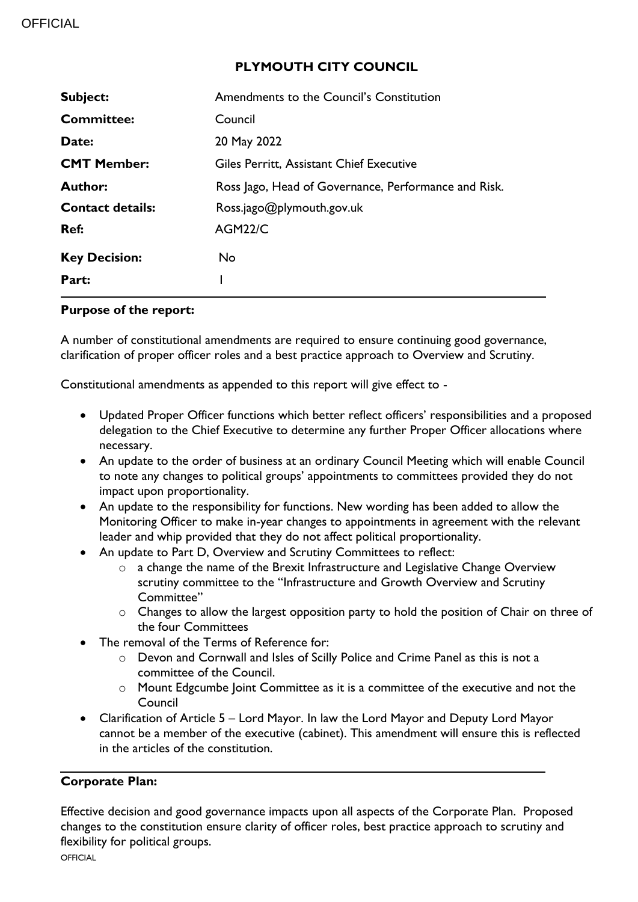# PLYMOUTH CITY COUNCIL

| | |
|---|---|
| **Subject:** | Amendments to the Council's Constitution |
| **Committee:** | Council |
| **Date:** | 20 May 2022 |
| **CMT Member:** | Giles Perritt, Assistant Chief Executive |
| **Author:** | Ross Jago, Head of Governance, Performance and Risk. |
| **Contact details:** | Ross.jago@plymouth.gov.uk |
| **Ref:** | AGM22/C |
| **Key Decision:** | No |
| **Part:** | I |

## Purpose of the report:

A number of constitutional amendments are required to ensure continuing good governance, clarification of proper officer roles and a best practice approach to Overview and Scrutiny.

Constitutional amendments as appended to this report will give effect to -

- Updated Proper Officer functions which better reflect officers' responsibilities and a proposed delegation to the Chief Executive to determine any further Proper Officer allocations where necessary.
- An update to the order of business at an ordinary Council Meeting which will enable Council to note any changes to political groups' appointments to committees provided they do not impact upon proportionality.
- An update to the responsibility for functions. New wording has been added to allow the Monitoring Officer to make in-year changes to appointments in agreement with the relevant leader and whip provided that they do not affect political proportionality.
- An update to Part D, Overview and Scrutiny Committees to reflect:
  - a change the name of the Brexit Infrastructure and Legislative Change Overview scrutiny committee to the "Infrastructure and Growth Overview and Scrutiny Committee"
  - Changes to allow the largest opposition party to hold the position of Chair on three of the four Committees
- The removal of the Terms of Reference for:
  - Devon and Cornwall and Isles of Scilly Police and Crime Panel as this is not a committee of the Council.
  - Mount Edgcumbe Joint Committee as it is a committee of the executive and not the Council
- Clarification of Article 5 – Lord Mayor. In law the Lord Mayor and Deputy Lord Mayor cannot be a member of the executive (cabinet). This amendment will ensure this is reflected in the articles of the constitution.

## Corporate Plan:

Effective decision and good governance impacts upon all aspects of the Corporate Plan. Proposed changes to the constitution ensure clarity of officer roles, best practice approach to scrutiny and flexibility for political groups.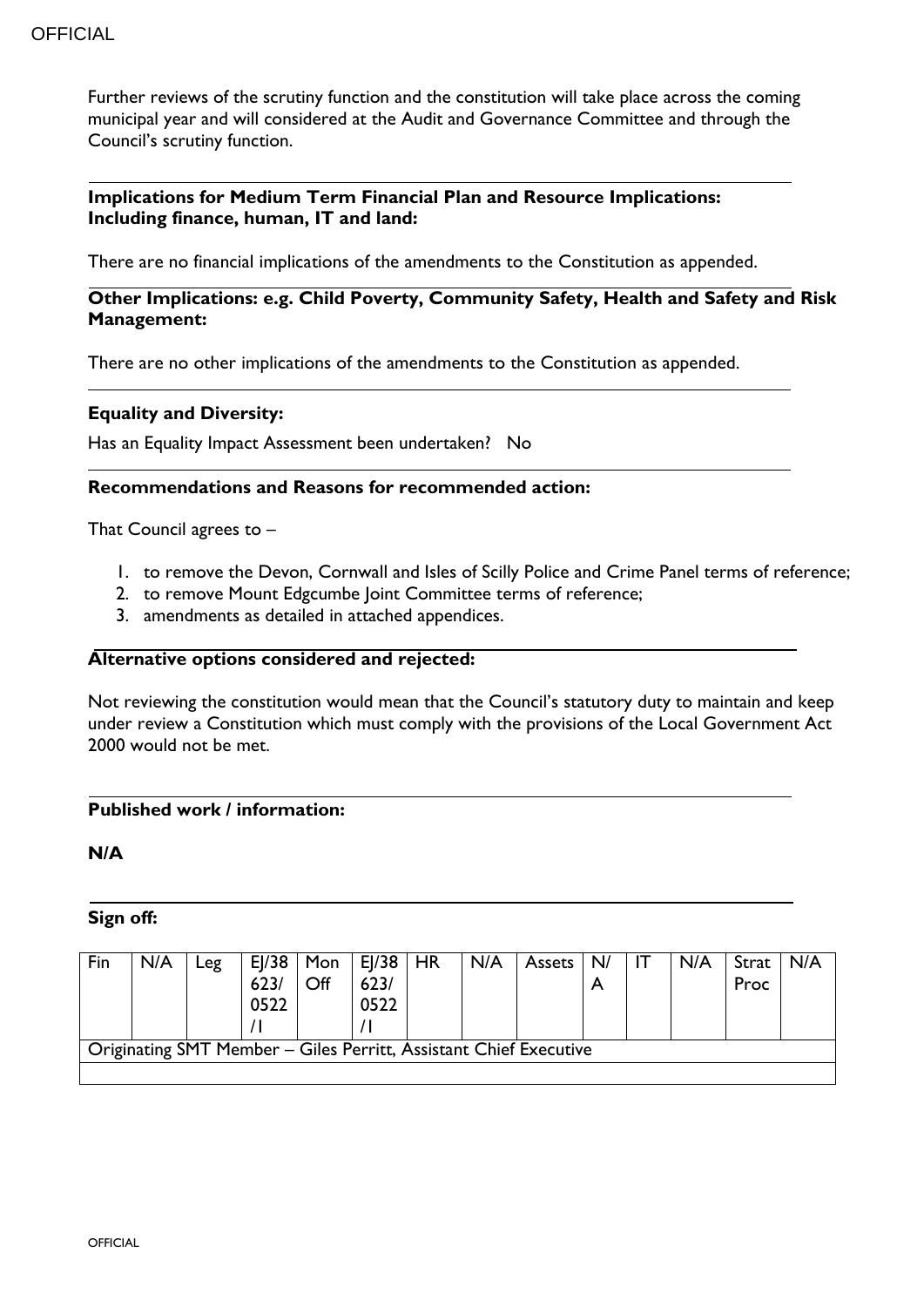Further reviews of the scrutiny function and the constitution will take place across the coming municipal year and will considered at the Audit and Governance Committee and through the Council's scrutiny function.

**Implications for Medium Term Financial Plan and Resource Implications: Including finance, human, IT and land:**

There are no financial implications of the amendments to the Constitution as appended.

**Other Implications: e.g. Child Poverty, Community Safety, Health and Safety and Risk Management:**

There are no other implications of the amendments to the Constitution as appended.

**Equality and Diversity:**

Has an Equality Impact Assessment been undertaken? No

**Recommendations and Reasons for recommended action:**

That Council agrees to –

1. to remove the Devon, Cornwall and Isles of Scilly Police and Crime Panel terms of reference;
2. to remove Mount Edgcumbe Joint Committee terms of reference;
3. amendments as detailed in attached appendices.

**Alternative options considered and rejected:**

Not reviewing the constitution would mean that the Council's statutory duty to maintain and keep under review a Constitution which must comply with the provisions of the Local Government Act 2000 would not be met.

**Published work / information:**

**N/A**

**Sign off:**

| Fin | N/A | Leg | EJ/38623/0522/1 | Mon Off | EJ/38623/0522/1 | HR | N/A | Assets | N/A | IT | N/A | Strat Proc | N/A |
|---|---|---|---|---|---|---|---|---|---|---|---|---|---|
| Originating SMT Member – Giles Perritt, Assistant Chief Executive | | | | | | | | | | | | | |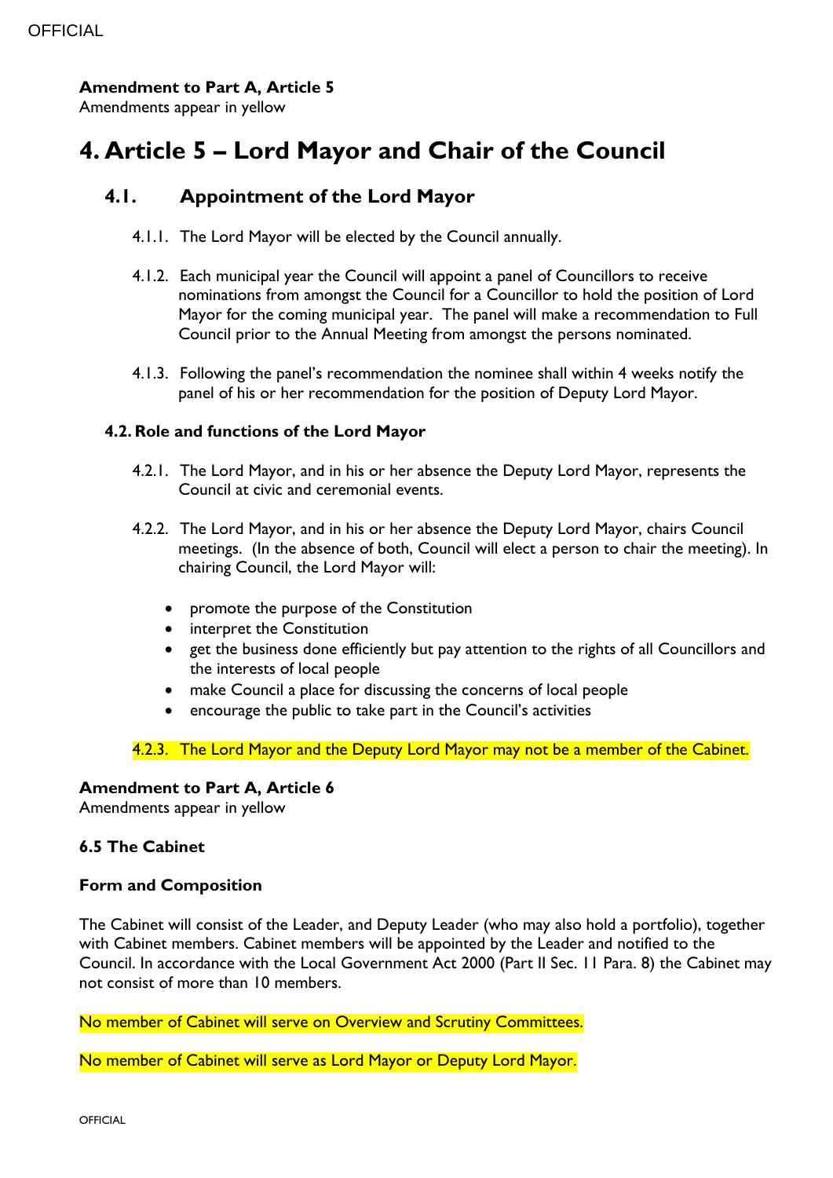**Amendment to Part A, Article 5**
Amendments appear in yellow

# 4. Article 5 – Lord Mayor and Chair of the Council

## 4.1. Appointment of the Lord Mayor

4.1.1. The Lord Mayor will be elected by the Council annually.

4.1.2. Each municipal year the Council will appoint a panel of Councillors to receive nominations from amongst the Council for a Councillor to hold the position of Lord Mayor for the coming municipal year. The panel will make a recommendation to Full Council prior to the Annual Meeting from amongst the persons nominated.

4.1.3. Following the panel's recommendation the nominee shall within 4 weeks notify the panel of his or her recommendation for the position of Deputy Lord Mayor.

### 4.2. Role and functions of the Lord Mayor

4.2.1. The Lord Mayor, and in his or her absence the Deputy Lord Mayor, represents the Council at civic and ceremonial events.

4.2.2. The Lord Mayor, and in his or her absence the Deputy Lord Mayor, chairs Council meetings. (In the absence of both, Council will elect a person to chair the meeting). In chairing Council, the Lord Mayor will:

- promote the purpose of the Constitution
- interpret the Constitution
- get the business done efficiently but pay attention to the rights of all Councillors and the interests of local people
- make Council a place for discussing the concerns of local people
- encourage the public to take part in the Council's activities

4.2.3. The Lord Mayor and the Deputy Lord Mayor may not be a member of the Cabinet.

**Amendment to Part A, Article 6**
Amendments appear in yellow

**6.5 The Cabinet**

**Form and Composition**

The Cabinet will consist of the Leader, and Deputy Leader (who may also hold a portfolio), together with Cabinet members. Cabinet members will be appointed by the Leader and notified to the Council. In accordance with the Local Government Act 2000 (Part II Sec. 11 Para. 8) the Cabinet may not consist of more than 10 members.

No member of Cabinet will serve on Overview and Scrutiny Committees.

No member of Cabinet will serve as Lord Mayor or Deputy Lord Mayor.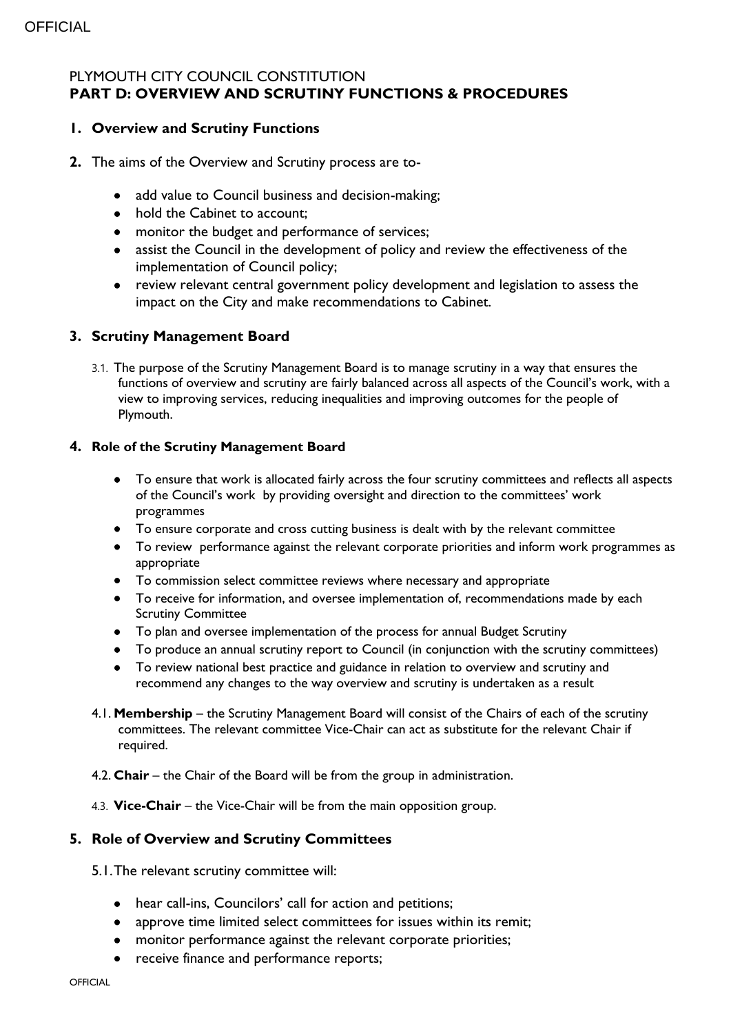PLYMOUTH CITY COUNCIL CONSTITUTION
**PART D: OVERVIEW AND SCRUTINY FUNCTIONS & PROCEDURES**

## 1. Overview and Scrutiny Functions

**2.** The aims of the Overview and Scrutiny process are to-

- add value to Council business and decision-making;
- hold the Cabinet to account;
- monitor the budget and performance of services;
- assist the Council in the development of policy and review the effectiveness of the implementation of Council policy;
- review relevant central government policy development and legislation to assess the impact on the City and make recommendations to Cabinet.

## 3. Scrutiny Management Board

3.1. The purpose of the Scrutiny Management Board is to manage scrutiny in a way that ensures the functions of overview and scrutiny are fairly balanced across all aspects of the Council's work, with a view to improving services, reducing inequalities and improving outcomes for the people of Plymouth.

### 4. Role of the Scrutiny Management Board

- To ensure that work is allocated fairly across the four scrutiny committees and reflects all aspects of the Council's work by providing oversight and direction to the committees' work programmes
- To ensure corporate and cross cutting business is dealt with by the relevant committee
- To review performance against the relevant corporate priorities and inform work programmes as appropriate
- To commission select committee reviews where necessary and appropriate
- To receive for information, and oversee implementation of, recommendations made by each Scrutiny Committee
- To plan and oversee implementation of the process for annual Budget Scrutiny
- To produce an annual scrutiny report to Council (in conjunction with the scrutiny committees)
- To review national best practice and guidance in relation to overview and scrutiny and recommend any changes to the way overview and scrutiny is undertaken as a result

4.1. **Membership** – the Scrutiny Management Board will consist of the Chairs of each of the scrutiny committees. The relevant committee Vice-Chair can act as substitute for the relevant Chair if required.

4.2. **Chair** – the Chair of the Board will be from the group in administration.

4.3. **Vice-Chair** – the Vice-Chair will be from the main opposition group.

## 5. Role of Overview and Scrutiny Committees

5.1. The relevant scrutiny committee will:

- hear call-ins, Councilors' call for action and petitions;
- approve time limited select committees for issues within its remit;
- monitor performance against the relevant corporate priorities;
- receive finance and performance reports;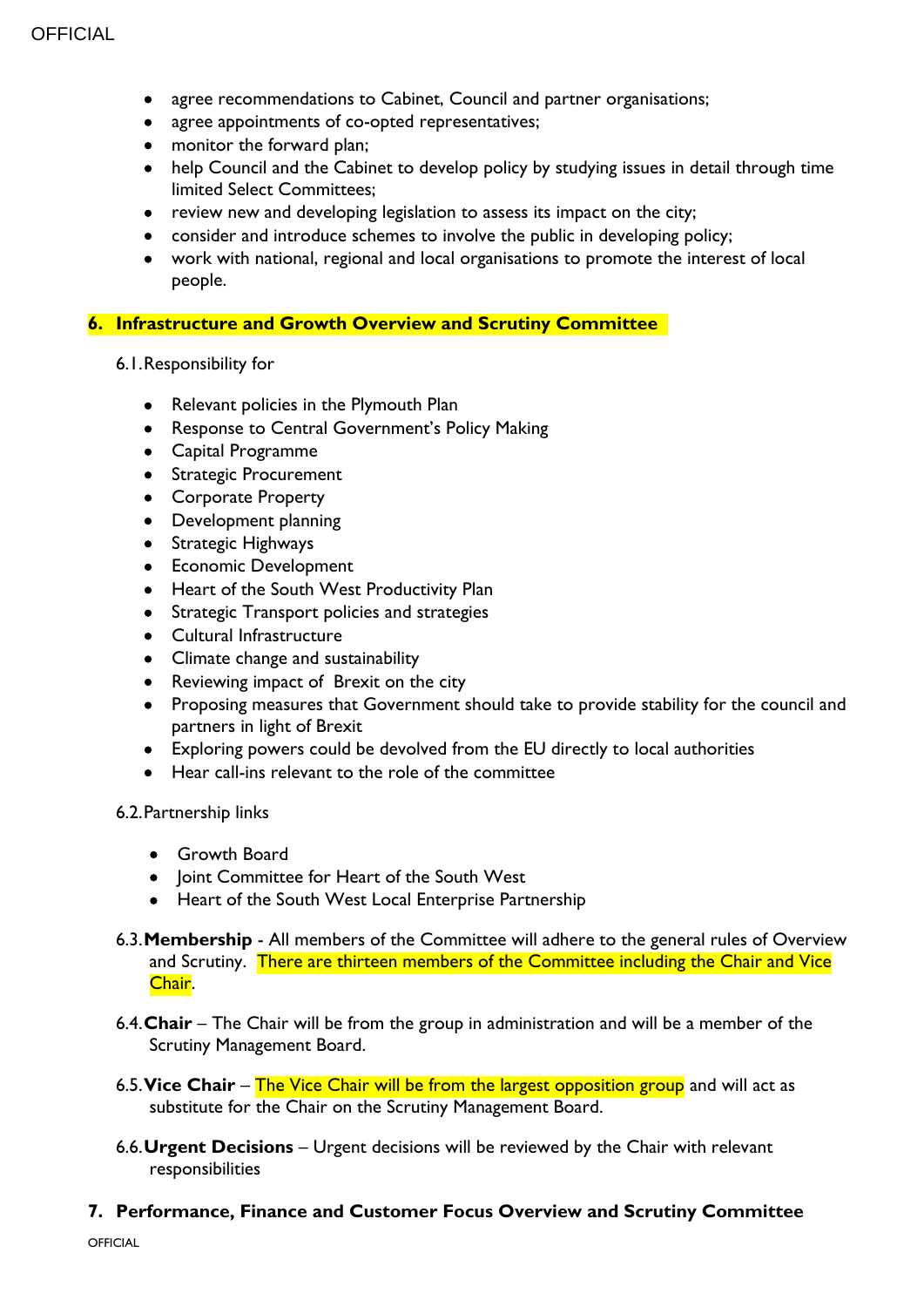- agree recommendations to Cabinet, Council and partner organisations;
- agree appointments of co-opted representatives;
- monitor the forward plan;
- help Council and the Cabinet to develop policy by studying issues in detail through time limited Select Committees;
- review new and developing legislation to assess its impact on the city;
- consider and introduce schemes to involve the public in developing policy;
- work with national, regional and local organisations to promote the interest of local people.

## 6. Infrastructure and Growth Overview and Scrutiny Committee

6.1. Responsibility for

- Relevant policies in the Plymouth Plan
- Response to Central Government's Policy Making
- Capital Programme
- Strategic Procurement
- Corporate Property
- Development planning
- Strategic Highways
- Economic Development
- Heart of the South West Productivity Plan
- Strategic Transport policies and strategies
- Cultural Infrastructure
- Climate change and sustainability
- Reviewing impact of Brexit on the city
- Proposing measures that Government should take to provide stability for the council and partners in light of Brexit
- Exploring powers could be devolved from the EU directly to local authorities
- Hear call-ins relevant to the role of the committee

6.2. Partnership links

- Growth Board
- Joint Committee for Heart of the South West
- Heart of the South West Local Enterprise Partnership

6.3. **Membership** - All members of the Committee will adhere to the general rules of Overview and Scrutiny. There are thirteen members of the Committee including the Chair and Vice Chair.

6.4. **Chair** – The Chair will be from the group in administration and will be a member of the Scrutiny Management Board.

6.5. **Vice Chair** – The Vice Chair will be from the largest opposition group and will act as substitute for the Chair on the Scrutiny Management Board.

6.6. **Urgent Decisions** – Urgent decisions will be reviewed by the Chair with relevant responsibilities

## 7. Performance, Finance and Customer Focus Overview and Scrutiny Committee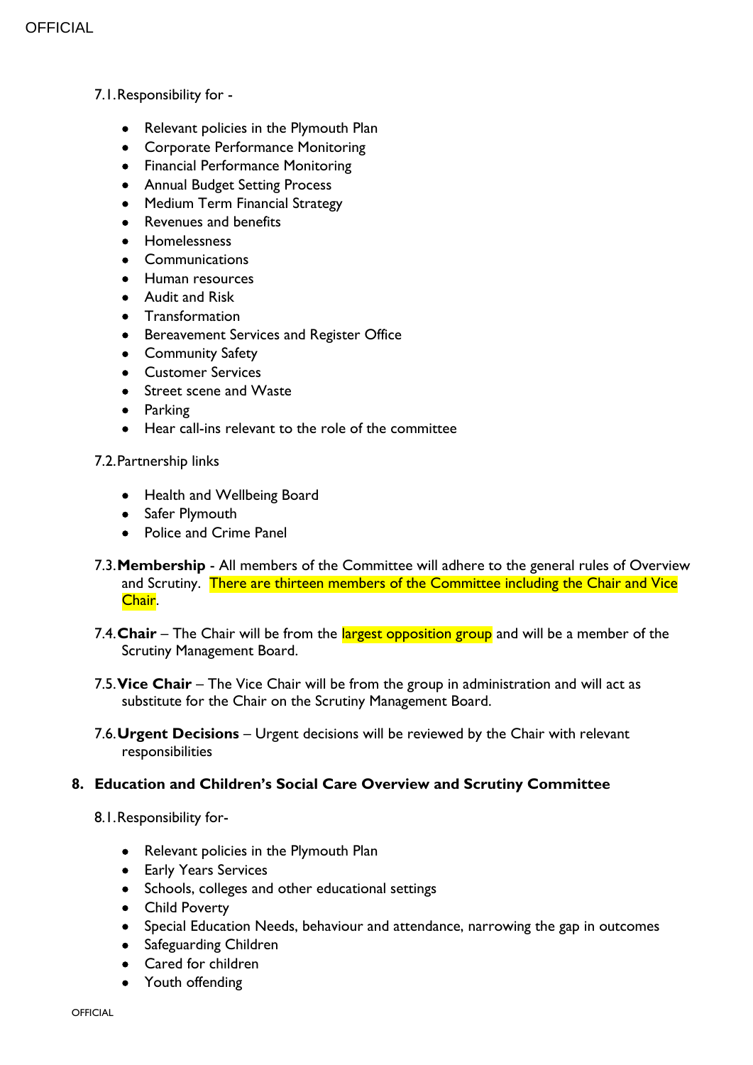7.1. Responsibility for -

- Relevant policies in the Plymouth Plan
- Corporate Performance Monitoring
- Financial Performance Monitoring
- Annual Budget Setting Process
- Medium Term Financial Strategy
- Revenues and benefits
- Homelessness
- Communications
- Human resources
- Audit and Risk
- Transformation
- Bereavement Services and Register Office
- Community Safety
- Customer Services
- Street scene and Waste
- Parking
- Hear call-ins relevant to the role of the committee

7.2. Partnership links

- Health and Wellbeing Board
- Safer Plymouth
- Police and Crime Panel

7.3. **Membership** - All members of the Committee will adhere to the general rules of Overview and Scrutiny. There are thirteen members of the Committee including the Chair and Vice Chair.

7.4. **Chair** – The Chair will be from the largest opposition group and will be a member of the Scrutiny Management Board.

7.5. **Vice Chair** – The Vice Chair will be from the group in administration and will act as substitute for the Chair on the Scrutiny Management Board.

7.6. **Urgent Decisions** – Urgent decisions will be reviewed by the Chair with relevant responsibilities

## 8. Education and Children's Social Care Overview and Scrutiny Committee

8.1. Responsibility for-

- Relevant policies in the Plymouth Plan
- Early Years Services
- Schools, colleges and other educational settings
- Child Poverty
- Special Education Needs, behaviour and attendance, narrowing the gap in outcomes
- Safeguarding Children
- Cared for children
- Youth offending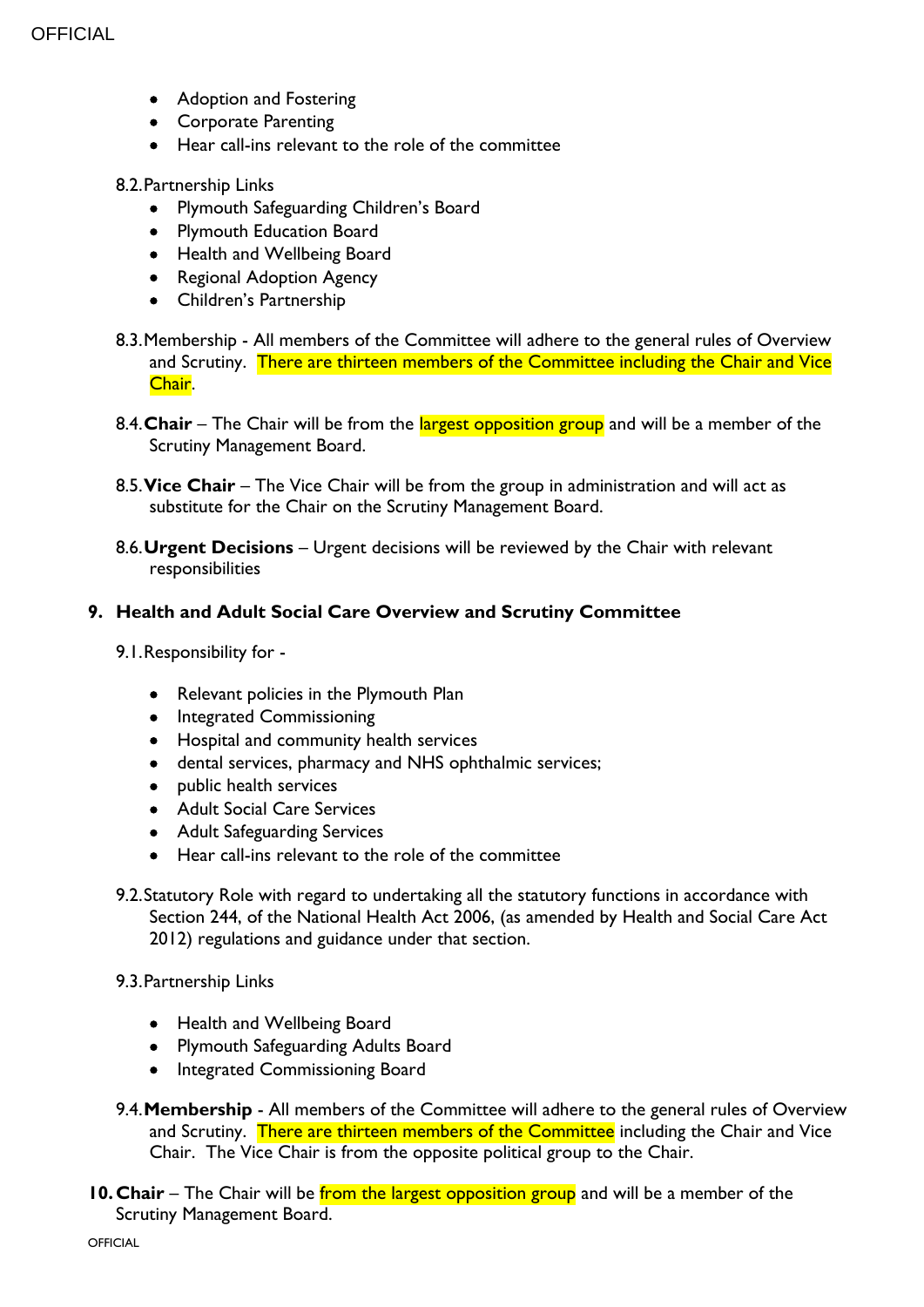- Adoption and Fostering
- Corporate Parenting
- Hear call-ins relevant to the role of the committee

8.2. Partnership Links
- Plymouth Safeguarding Children's Board
- Plymouth Education Board
- Health and Wellbeing Board
- Regional Adoption Agency
- Children's Partnership

8.3. Membership - All members of the Committee will adhere to the general rules of Overview and Scrutiny. There are thirteen members of the Committee including the Chair and Vice Chair.

8.4. **Chair** – The Chair will be from the largest opposition group and will be a member of the Scrutiny Management Board.

8.5. **Vice Chair** – The Vice Chair will be from the group in administration and will act as substitute for the Chair on the Scrutiny Management Board.

8.6. **Urgent Decisions** – Urgent decisions will be reviewed by the Chair with relevant responsibilities

## 9. Health and Adult Social Care Overview and Scrutiny Committee

9.1. Responsibility for -

- Relevant policies in the Plymouth Plan
- Integrated Commissioning
- Hospital and community health services
- dental services, pharmacy and NHS ophthalmic services;
- public health services
- Adult Social Care Services
- Adult Safeguarding Services
- Hear call-ins relevant to the role of the committee

9.2. Statutory Role with regard to undertaking all the statutory functions in accordance with Section 244, of the National Health Act 2006, (as amended by Health and Social Care Act 2012) regulations and guidance under that section.

9.3. Partnership Links

- Health and Wellbeing Board
- Plymouth Safeguarding Adults Board
- Integrated Commissioning Board

9.4. **Membership** - All members of the Committee will adhere to the general rules of Overview and Scrutiny. There are thirteen members of the Committee including the Chair and Vice Chair. The Vice Chair is from the opposite political group to the Chair.

**10. Chair** – The Chair will be from the largest opposition group and will be a member of the Scrutiny Management Board.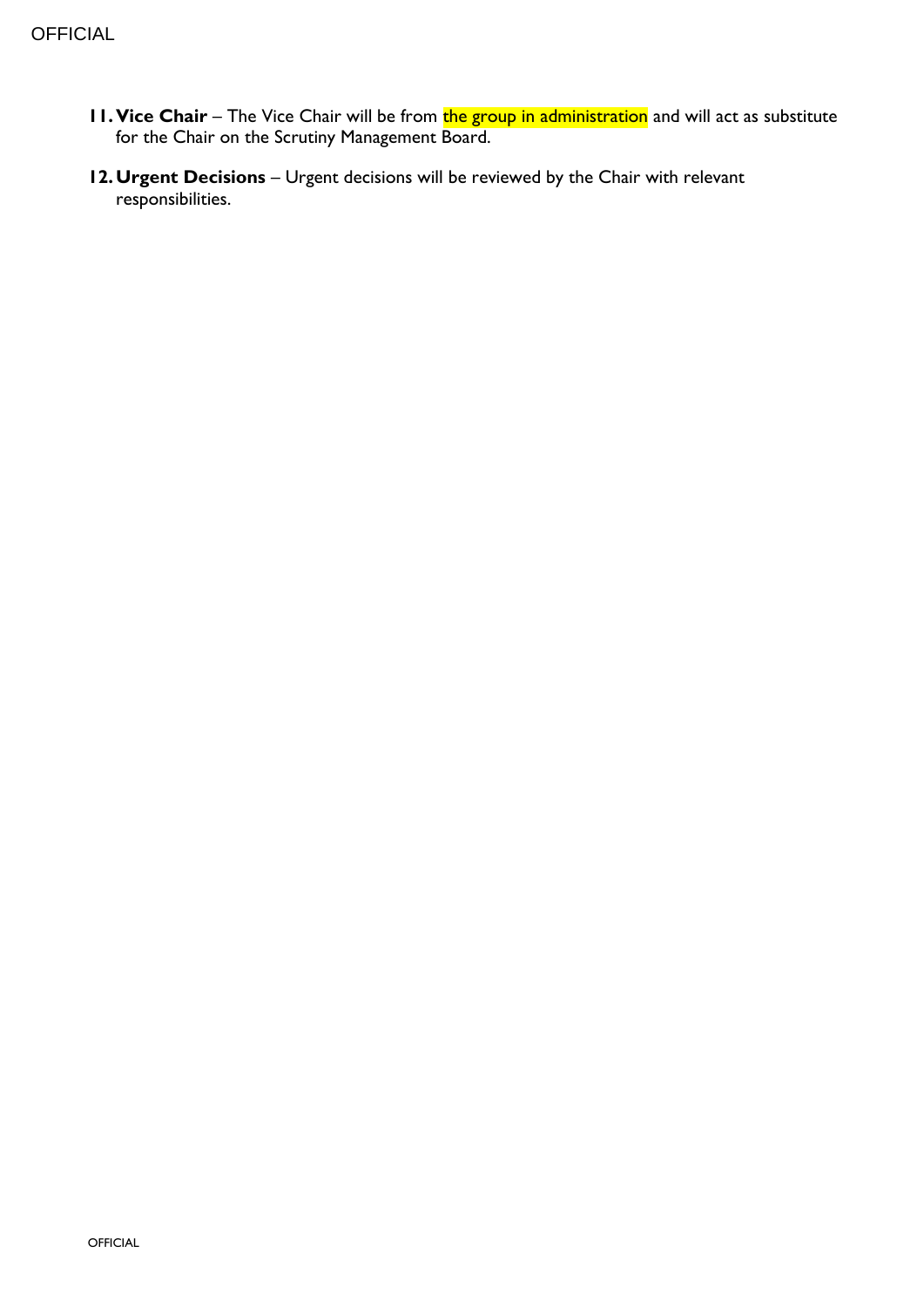11. **Vice Chair** – The Vice Chair will be from the group in administration and will act as substitute for the Chair on the Scrutiny Management Board.

12. **Urgent Decisions** – Urgent decisions will be reviewed by the Chair with relevant responsibilities.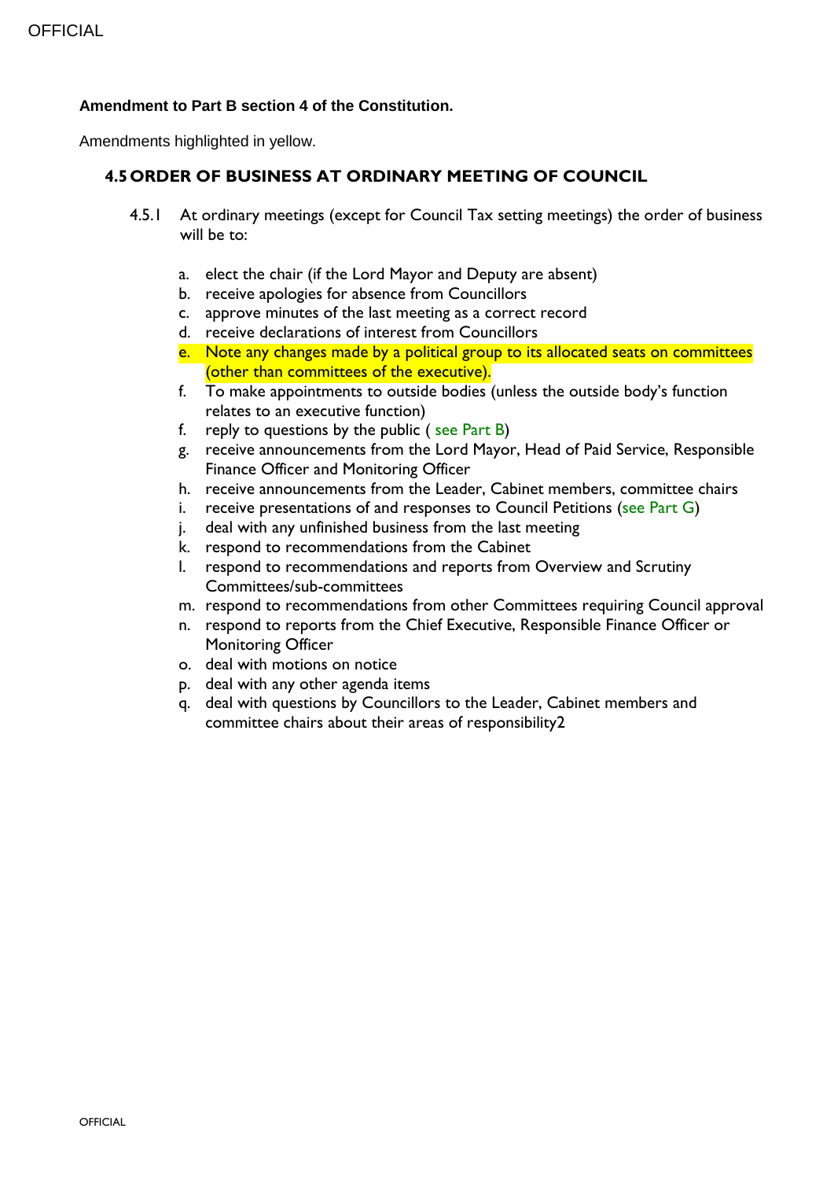**Amendment to Part B section 4 of the Constitution.**

Amendments highlighted in yellow.

## 4.5 ORDER OF BUSINESS AT ORDINARY MEETING OF COUNCIL

4.5.1 At ordinary meetings (except for Council Tax setting meetings) the order of business will be to:

a. elect the chair (if the Lord Mayor and Deputy are absent)
b. receive apologies for absence from Councillors
c. approve minutes of the last meeting as a correct record
d. receive declarations of interest from Councillors
e. Note any changes made by a political group to its allocated seats on committees (other than committees of the executive).
f. To make appointments to outside bodies (unless the outside body's function relates to an executive function)
f. reply to questions by the public ( see Part B)
g. receive announcements from the Lord Mayor, Head of Paid Service, Responsible Finance Officer and Monitoring Officer
h. receive announcements from the Leader, Cabinet members, committee chairs
i. receive presentations of and responses to Council Petitions (see Part G)
j. deal with any unfinished business from the last meeting
k. respond to recommendations from the Cabinet
l. respond to recommendations and reports from Overview and Scrutiny Committees/sub-committees
m. respond to recommendations from other Committees requiring Council approval
n. respond to reports from the Chief Executive, Responsible Finance Officer or Monitoring Officer
o. deal with motions on notice
p. deal with any other agenda items
q. deal with questions by Councillors to the Leader, Cabinet members and committee chairs about their areas of responsibility2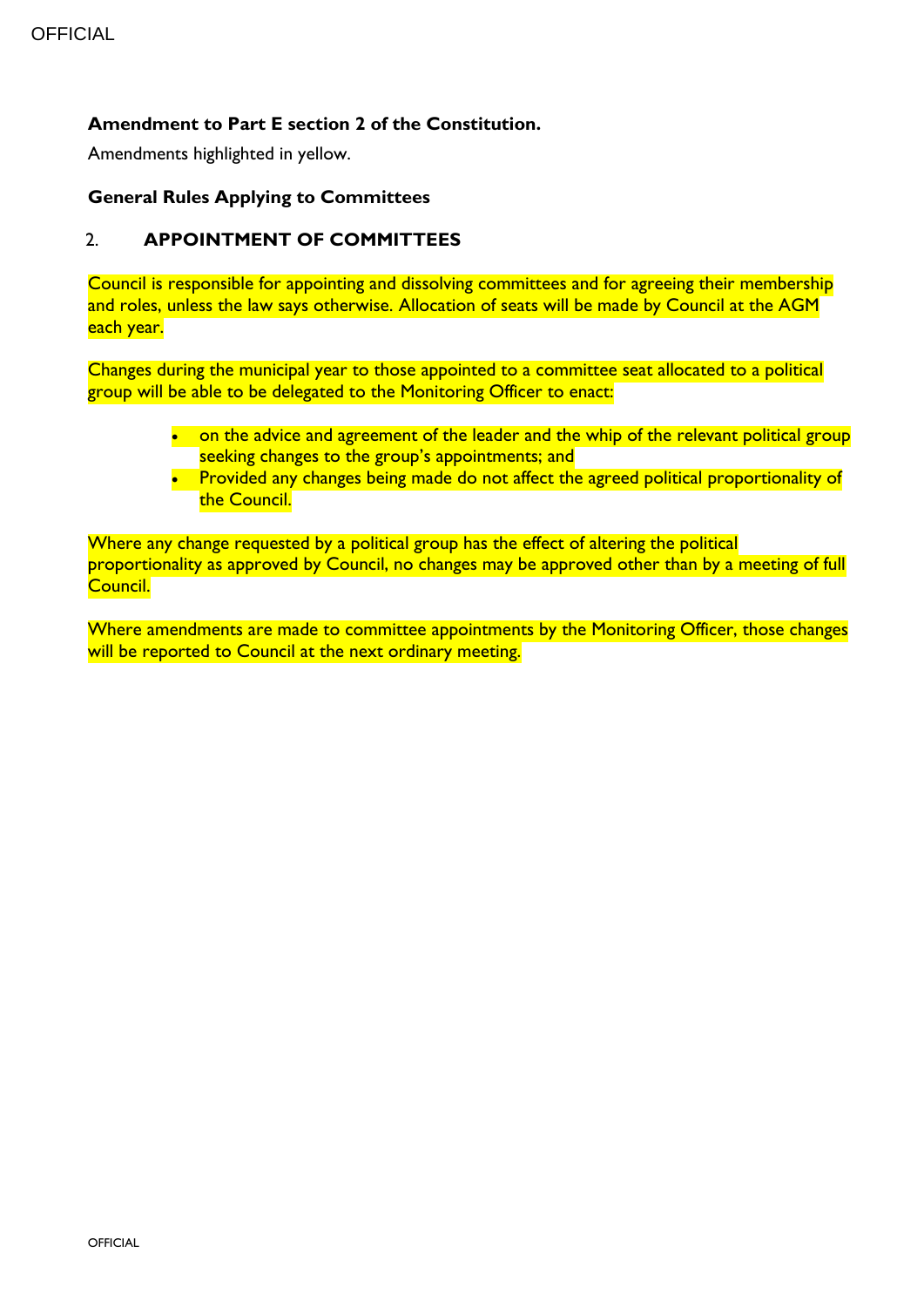**Amendment to Part E section 2 of the Constitution.**

Amendments highlighted in yellow.

**General Rules Applying to Committees**

## 2. APPOINTMENT OF COMMITTEES

Council is responsible for appointing and dissolving committees and for agreeing their membership and roles, unless the law says otherwise. Allocation of seats will be made by Council at the AGM each year.

Changes during the municipal year to those appointed to a committee seat allocated to a political group will be able to be delegated to the Monitoring Officer to enact:

- on the advice and agreement of the leader and the whip of the relevant political group seeking changes to the group's appointments; and
- Provided any changes being made do not affect the agreed political proportionality of the Council.

Where any change requested by a political group has the effect of altering the political proportionality as approved by Council, no changes may be approved other than by a meeting of full Council.

Where amendments are made to committee appointments by the Monitoring Officer, those changes will be reported to Council at the next ordinary meeting.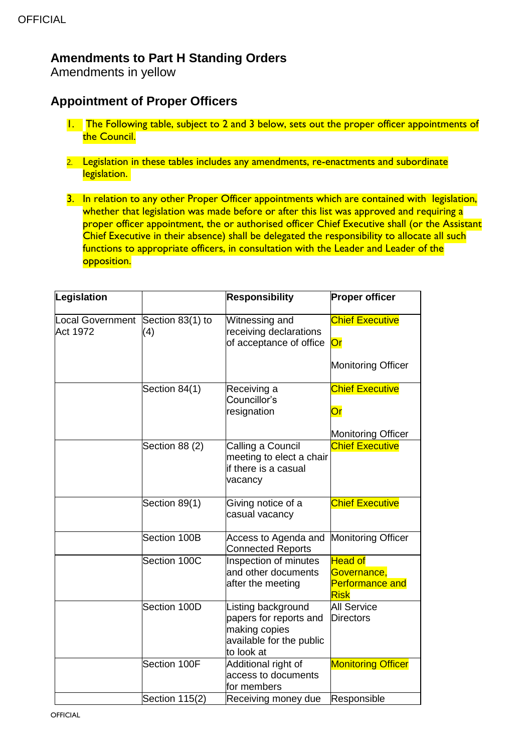## Amendments to Part H Standing Orders

Amendments in yellow

## Appointment of Proper Officers

1. The Following table, subject to 2 and 3 below, sets out the proper officer appointments of the Council.

2. Legislation in these tables includes any amendments, re-enactments and subordinate legislation.

3. In relation to any other Proper Officer appointments which are contained with legislation, whether that legislation was made before or after this list was approved and requiring a proper officer appointment, the or authorised officer Chief Executive shall (or the Assistant Chief Executive in their absence) shall be delegated the responsibility to allocate all such functions to appropriate officers, in consultation with the Leader and Leader of the opposition.

| Legislation | | Responsibility | Proper officer |
|---|---|---|---|
| Local Government Act 1972 | Section 83(1) to (4) | Witnessing and receiving declarations of acceptance of office | Chief Executive<br><br>Or<br><br>Monitoring Officer |
| | Section 84(1) | Receiving a Councillor's resignation | Chief Executive<br><br>Or<br><br>Monitoring Officer |
| | Section 88 (2) | Calling a Council meeting to elect a chair if there is a casual vacancy | Chief Executive |
| | Section 89(1) | Giving notice of a casual vacancy | Chief Executive |
| | Section 100B | Access to Agenda and Connected Reports | Monitoring Officer |
| | Section 100C | Inspection of minutes and other documents after the meeting | Head of Governance, Performance and Risk |
| | Section 100D | Listing background papers for reports and making copies available for the public to look at | All Service Directors |
| | Section 100F | Additional right of access to documents for members | Monitoring Officer |
| | Section 115(2) | Receiving money due | Responsible |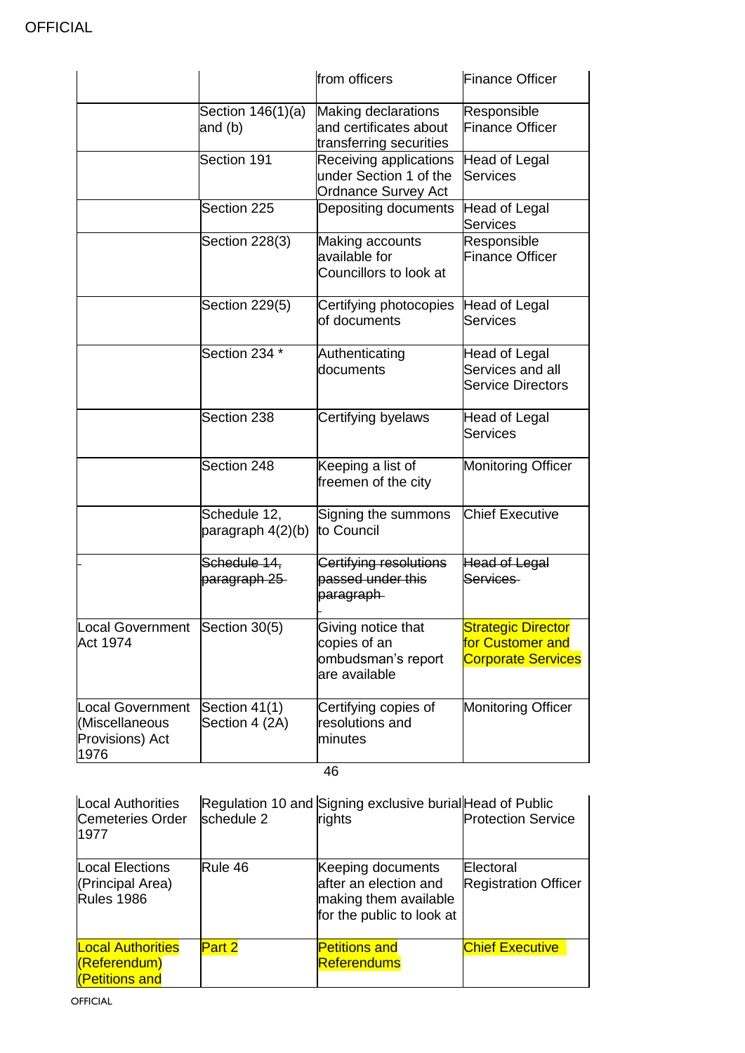| | | from officers | Finance Officer |
|---|---|---|---|
| | Section 146(1)(a) and (b) | Making declarations and certificates about transferring securities | Responsible Finance Officer |
| | Section 191 | Receiving applications under Section 1 of the Ordnance Survey Act | Head of Legal Services |
| | Section 225 | Depositing documents | Head of Legal Services |
| | Section 228(3) | Making accounts available for Councillors to look at | Responsible Finance Officer |
| | Section 229(5) | Certifying photocopies of documents | Head of Legal Services |
| | Section 234 * | Authenticating documents | Head of Legal Services and all Service Directors |
| | Section 238 | Certifying byelaws | Head of Legal Services |
| | Section 248 | Keeping a list of freemen of the city | Monitoring Officer |
| | Schedule 12, paragraph 4(2)(b) | Signing the summons to Council | Chief Executive |
| | ~~Schedule 14, paragraph 25~~ | ~~Certifying resolutions passed under this paragraph~~ | ~~Head of Legal Services~~ |
| Local Government Act 1974 | Section 30(5) | Giving notice that copies of an ombudsman's report are available | Strategic Director for Customer and Corporate Services |
| Local Government (Miscellaneous Provisions) Act 1976 | Section 41(1) Section 4 (2A) | Certifying copies of resolutions and minutes | Monitoring Officer |
| Local Authorities Cemeteries Order 1977 | Regulation 10 and schedule 2 | Signing exclusive burial rights | Head of Public Protection Service |
| Local Elections (Principal Area) Rules 1986 | Rule 46 | Keeping documents after an election and making them available for the public to look at | Electoral Registration Officer |
| Local Authorities (Referendum) (Petitions and | Part 2 | Petitions and Referendums | Chief Executive |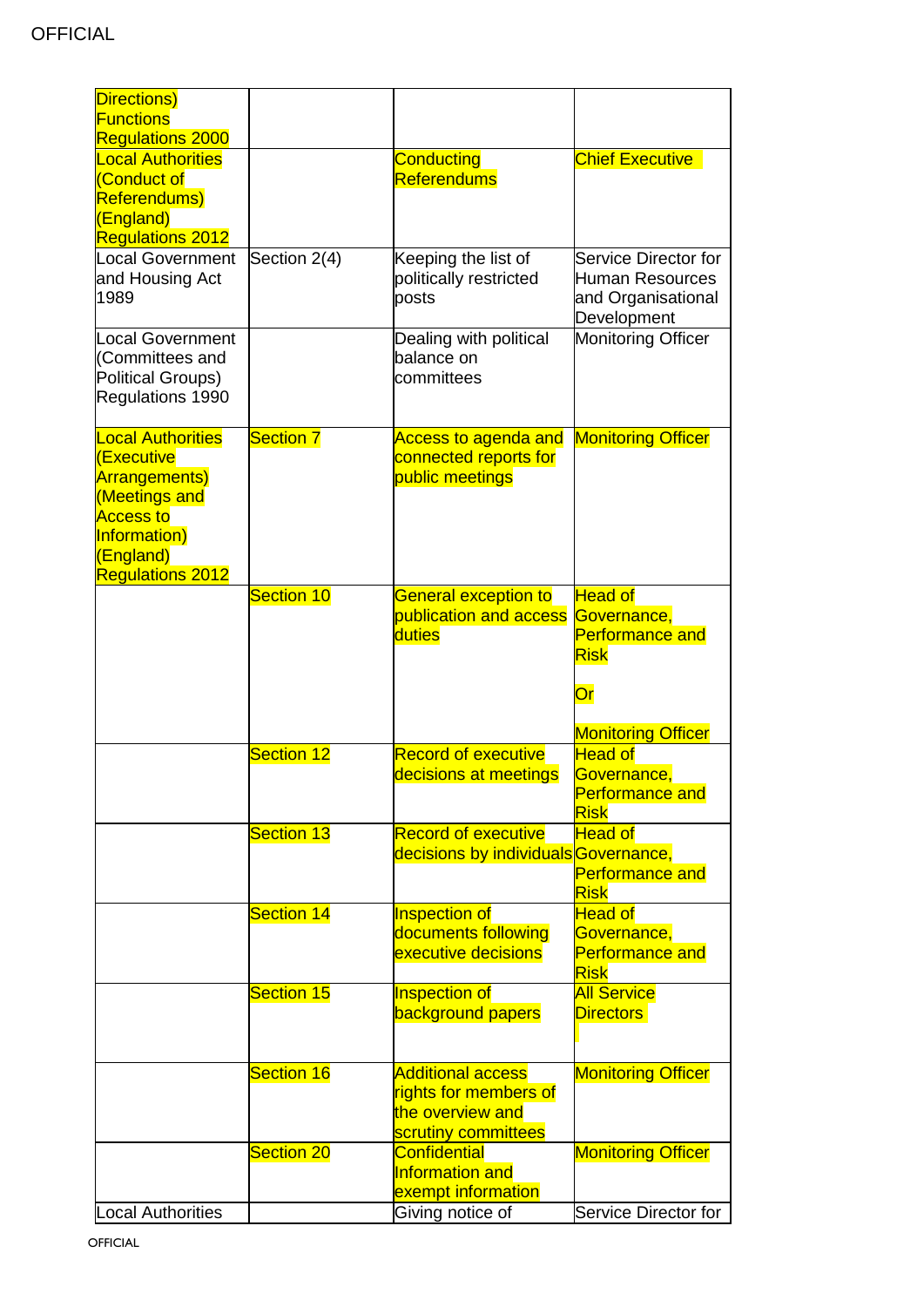| | | | |
|---|---|---|---|
| Directions) Functions Regulations 2000 | | | |
| Local Authorities (Conduct of Referendums) (England) Regulations 2012 | | Conducting Referendums | Chief Executive |
| Local Government and Housing Act 1989 | Section 2(4) | Keeping the list of politically restricted posts | Service Director for Human Resources and Organisational Development |
| Local Government (Committees and Political Groups) Regulations 1990 | | Dealing with political balance on committees | Monitoring Officer |
| Local Authorities (Executive Arrangements) (Meetings and Access to Information) (England) Regulations 2012 | Section 7 | Access to agenda and connected reports for public meetings | Monitoring Officer |
| | Section 10 | General exception to publication and access duties | Head of Governance, Performance and Risk<br><br>Or<br><br>Monitoring Officer |
| | Section 12 | Record of executive decisions at meetings | Head of Governance, Performance and Risk |
| | Section 13 | Record of executive decisions by individuals | Head of Governance, Performance and Risk |
| | Section 14 | Inspection of documents following executive decisions | Head of Governance, Performance and Risk |
| | Section 15 | Inspection of background papers | All Service Directors |
| | Section 16 | Additional access rights for members of the overview and scrutiny committees | Monitoring Officer |
| | Section 20 | Confidential Information and exempt information | Monitoring Officer |
| Local Authorities | | Giving notice of | Service Director for |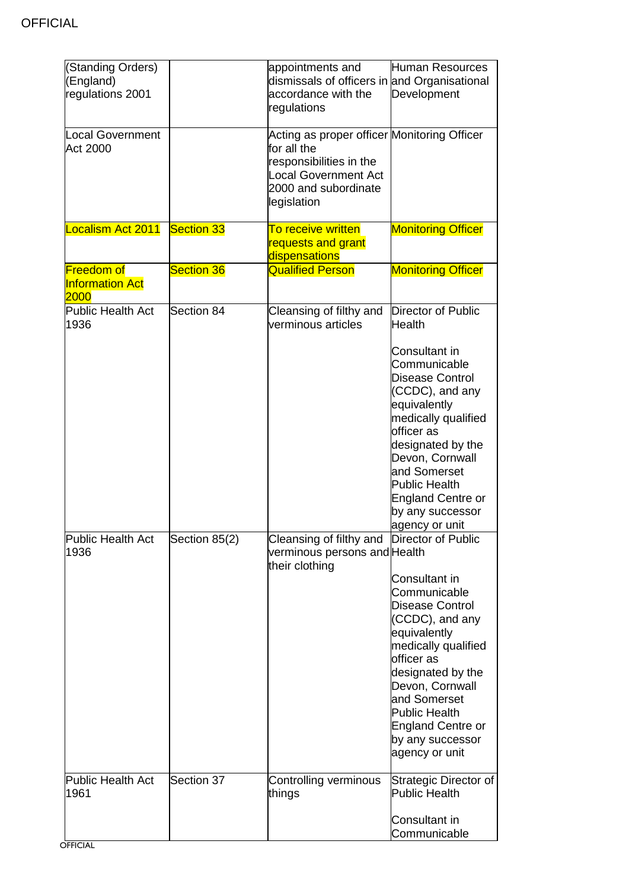| | | | |
|---|---|---|---|
| (Standing Orders) (England) regulations 2001 | | appointments and dismissals of officers in accordance with the regulations | Human Resources and Organisational Development |
| Local Government Act 2000 | | Acting as proper officer for all the responsibilities in the Local Government Act 2000 and subordinate legislation | Monitoring Officer |
| Localism Act 2011 | Section 33 | To receive written requests and grant dispensations | Monitoring Officer |
| Freedom of Information Act 2000 | Section 36 | Qualified Person | Monitoring Officer |
| Public Health Act 1936 | Section 84 | Cleansing of filthy and verminous articles | Director of Public Health<br><br>Consultant in Communicable Disease Control (CCDC), and any equivalently medically qualified officer as designated by the Devon, Cornwall and Somerset Public Health England Centre or by any successor agency or unit |
| Public Health Act 1936 | Section 85(2) | Cleansing of filthy and verminous persons and their clothing | Director of Public Health<br><br>Consultant in Communicable Disease Control (CCDC), and any equivalently medically qualified officer as designated by the Devon, Cornwall and Somerset Public Health England Centre or by any successor agency or unit |
| Public Health Act 1961 | Section 37 | Controlling verminous things | Strategic Director of Public Health<br><br>Consultant in Communicable |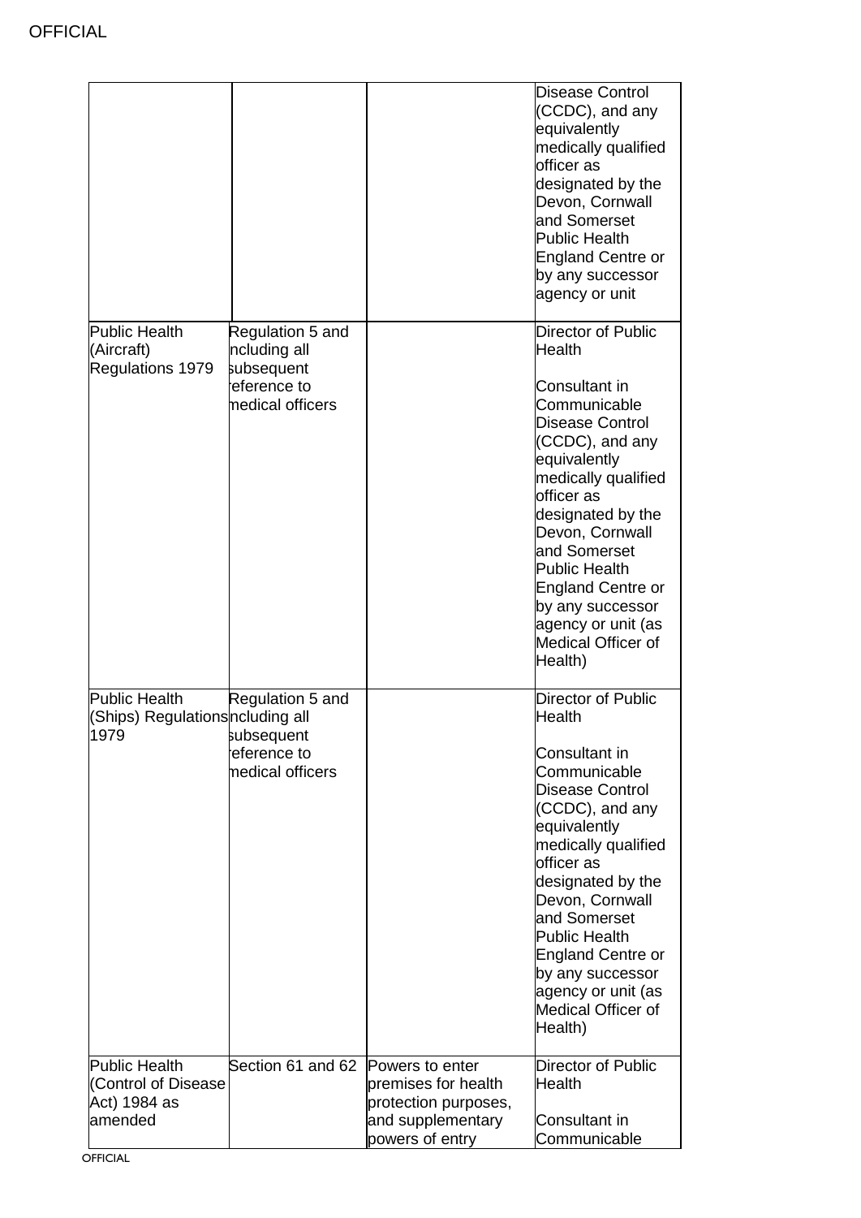| | | | |
|---|---|---|---|
| | | | Disease Control (CCDC), and any equivalently medically qualified officer as designated by the Devon, Cornwall and Somerset Public Health England Centre or by any successor agency or unit |
| Public Health (Aircraft) Regulations 1979 | Regulation 5 and including all subsequent reference to medical officers | | Director of Public Health<br><br>Consultant in Communicable Disease Control (CCDC), and any equivalently medically qualified officer as designated by the Devon, Cornwall and Somerset Public Health England Centre or by any successor agency or unit (as Medical Officer of Health) |
| Public Health (Ships) Regulations 1979 | Regulation 5 and including all subsequent reference to medical officers | | Director of Public Health<br><br>Consultant in Communicable Disease Control (CCDC), and any equivalently medically qualified officer as designated by the Devon, Cornwall and Somerset Public Health England Centre or by any successor agency or unit (as Medical Officer of Health) |
| Public Health (Control of Disease Act) 1984 as amended | Section 61 and 62 | Powers to enter premises for health protection purposes, and supplementary powers of entry | Director of Public Health<br><br>Consultant in Communicable |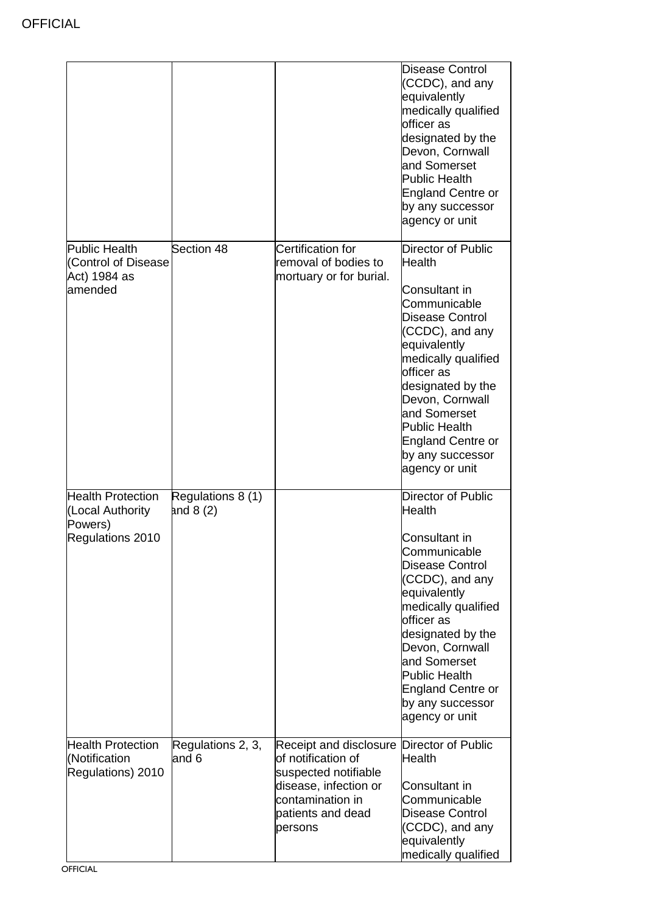| | | | |
|---|---|---|---|
| | | | Disease Control (CCDC), and any equivalently medically qualified officer as designated by the Devon, Cornwall and Somerset Public Health England Centre or by any successor agency or unit |
| Public Health (Control of Disease Act) 1984 as amended | Section 48 | Certification for removal of bodies to mortuary or for burial. | Director of Public Health<br><br>Consultant in Communicable Disease Control (CCDC), and any equivalently medically qualified officer as designated by the Devon, Cornwall and Somerset Public Health England Centre or by any successor agency or unit |
| Health Protection (Local Authority Powers) Regulations 2010 | Regulations 8 (1) and 8 (2) | | Director of Public Health<br><br>Consultant in Communicable Disease Control (CCDC), and any equivalently medically qualified officer as designated by the Devon, Cornwall and Somerset Public Health England Centre or by any successor agency or unit |
| Health Protection (Notification Regulations) 2010 | Regulations 2, 3, and 6 | Receipt and disclosure of notification of suspected notifiable disease, infection or contamination in patients and dead persons | Director of Public Health<br><br>Consultant in Communicable Disease Control (CCDC), and any equivalently medically qualified |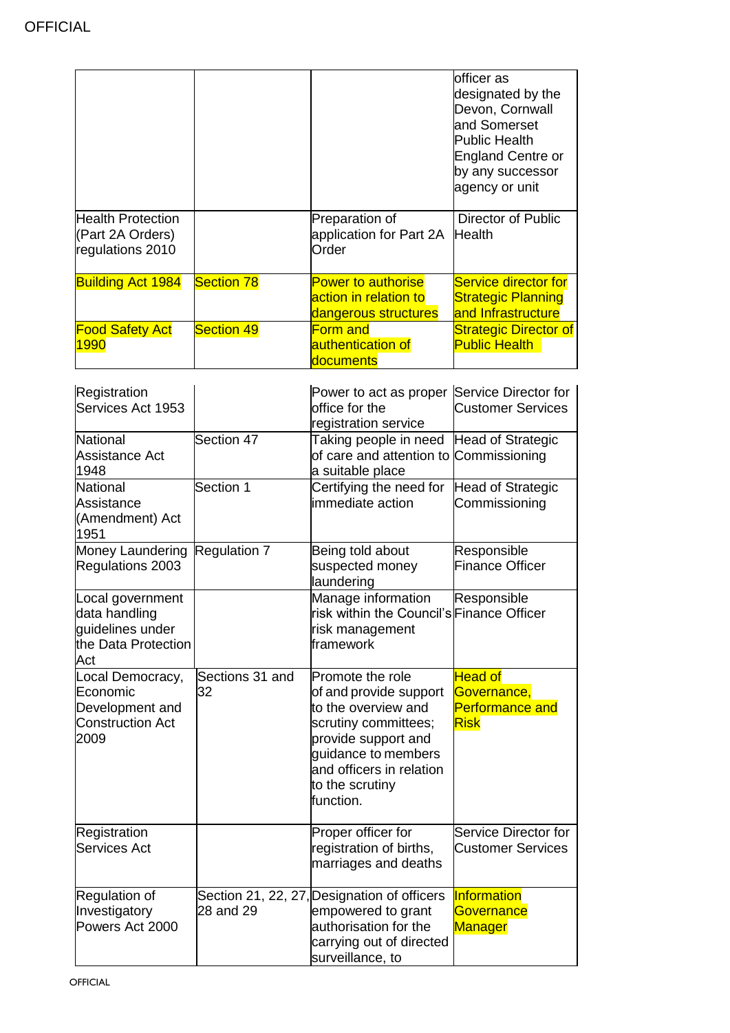| | | | officer as designated by the Devon, Cornwall and Somerset Public Health England Centre or by any successor agency or unit |
|---|---|---|---|
| Health Protection (Part 2A Orders) regulations 2010 | | Preparation of application for Part 2A Order | Director of Public Health |
| Building Act 1984 | Section 78 | Power to authorise action in relation to dangerous structures | Service director for Strategic Planning and Infrastructure |
| Food Safety Act 1990 | Section 49 | Form and authentication of documents | Strategic Director of Public Health |
| Registration Services Act 1953 | | Power to act as proper office for the registration service | Service Director for Customer Services |
| National Assistance Act 1948 | Section 47 | Taking people in need of care and attention to a suitable place | Head of Strategic Commissioning |
| National Assistance (Amendment) Act 1951 | Section 1 | Certifying the need for immediate action | Head of Strategic Commissioning |
| Money Laundering Regulations 2003 | Regulation 7 | Being told about suspected money laundering | Responsible Finance Officer |
| Local government data handling guidelines under the Data Protection Act | | Manage information risk within the Council's risk management framework | Responsible Finance Officer |
| Local Democracy, Economic Development and Construction Act 2009 | Sections 31 and 32 | Promote the role of and provide support to the overview and scrutiny committees; provide support and guidance to members and officers in relation to the scrutiny function. | Head of Governance, Performance and Risk |
| Registration Services Act | | Proper officer for registration of births, marriages and deaths | Service Director for Customer Services |
| Regulation of Investigatory Powers Act 2000 | Section 21, 22, 27, 28 and 29 | Designation of officers empowered to grant authorisation for the carrying out of directed surveillance, to | Information Governance Manager |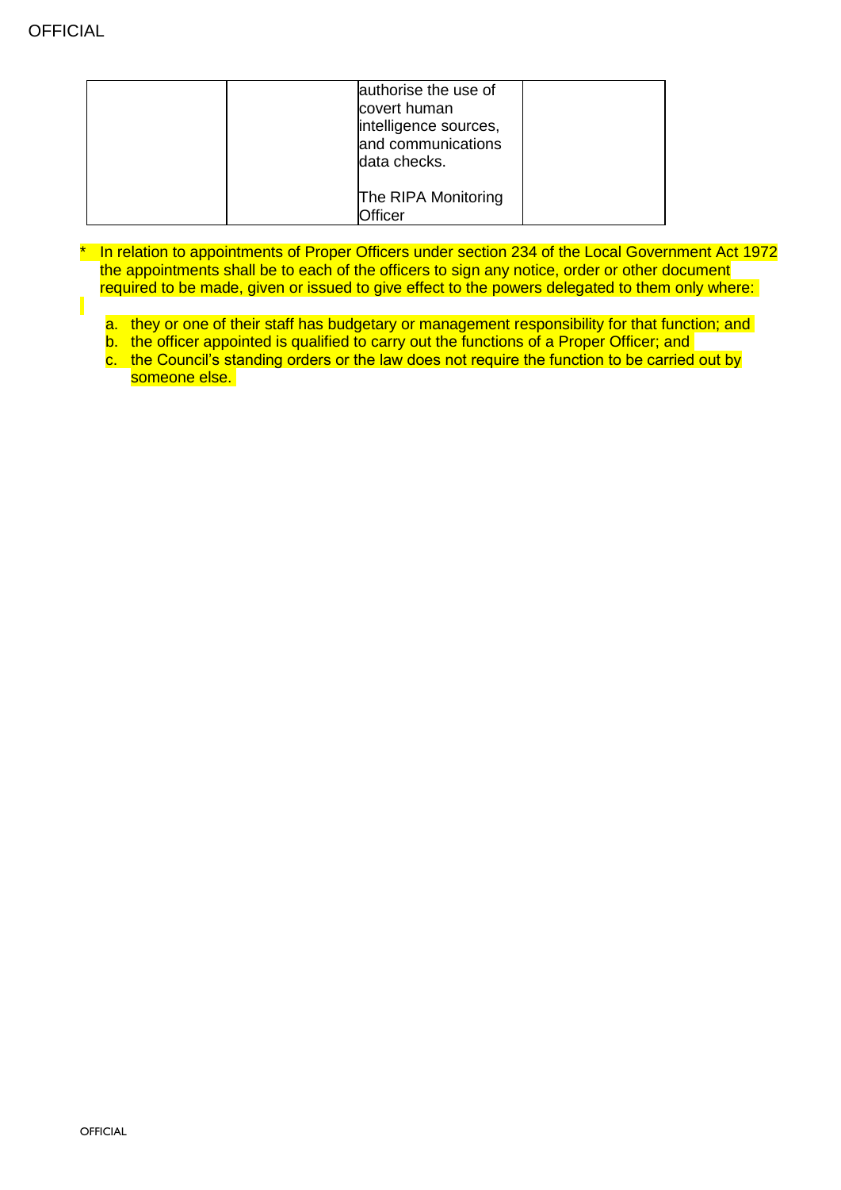| | | | |
|---|---|---|---|
| | | authorise the use of covert human intelligence sources, and communications data checks.<br><br>The RIPA Monitoring Officer | |

\* In relation to appointments of Proper Officers under section 234 of the Local Government Act 1972 the appointments shall be to each of the officers to sign any notice, order or other document required to be made, given or issued to give effect to the powers delegated to them only where:

a. they or one of their staff has budgetary or management responsibility for that function; and
b. the officer appointed is qualified to carry out the functions of a Proper Officer; and
c. the Council's standing orders or the law does not require the function to be carried out by someone else.